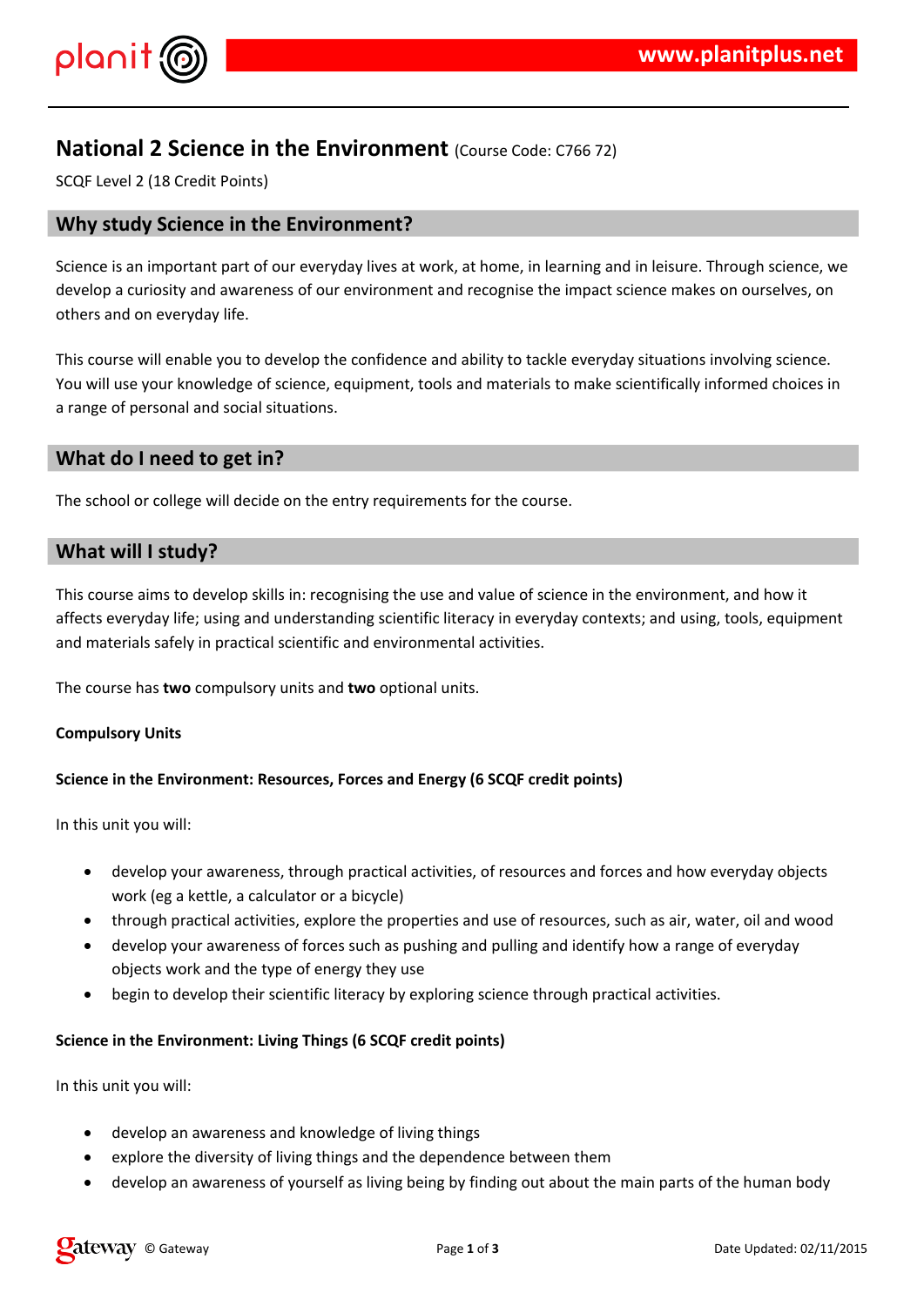# National 2 Science in the Environment (Course Code: C766 72)

SCQF Level 2 (18 Credit Points)

## Why study Science in the Environment?

Science is an important part of our everyday lives at work, at home, in learning and in leisure. Through science, we develop a curiosity and awareness of our environment and recognise the impact science makes on ourselves, on others and on everyday life.

This course will enable you to develop the confidence and ability to tackle everyday situations involving science. You will use your knowledge of science, equipment, tools and materials to make scientifically informed choices in a range of personal and social situations.

## What do I need to get in?

The school or college will decide on the entry requirements for the course.

## What will I study?

This course aims to develop skills in: recognising the use and value of science in the environment, and how it affects everyday life; using and understanding scientific literacy in everyday contexts; and using, tools, equipment and materials safely in practical scientific and environmental activities.

The course has **two** compulsory units and **two** optional units.

**Compulsory Units**

**Science in the Environment: Resources, Forces and Energy (6 SCQF credit points)**

In this unit you will:

- develop your awareness, through practical activities, of resources and forces and how everyday objects work (eg a kettle, a calculator or a bicycle)
- through practical activities, explore the properties and use of resources, such as air, water, oil and wood
- develop your awareness of forces such as pushing and pulling and identify how a range of everyday objects work and the type of energy they use
- begin to develop their scientific literacy by exploring science through practical activities.

**Science in the Environment: Living Things (6 SCQF credit points)**

In this unit you will:

- develop an awareness and knowledge of living things
- explore the diversity of living things and the dependence between them
- develop an awareness of yourself as living being by finding out about the main parts of the human body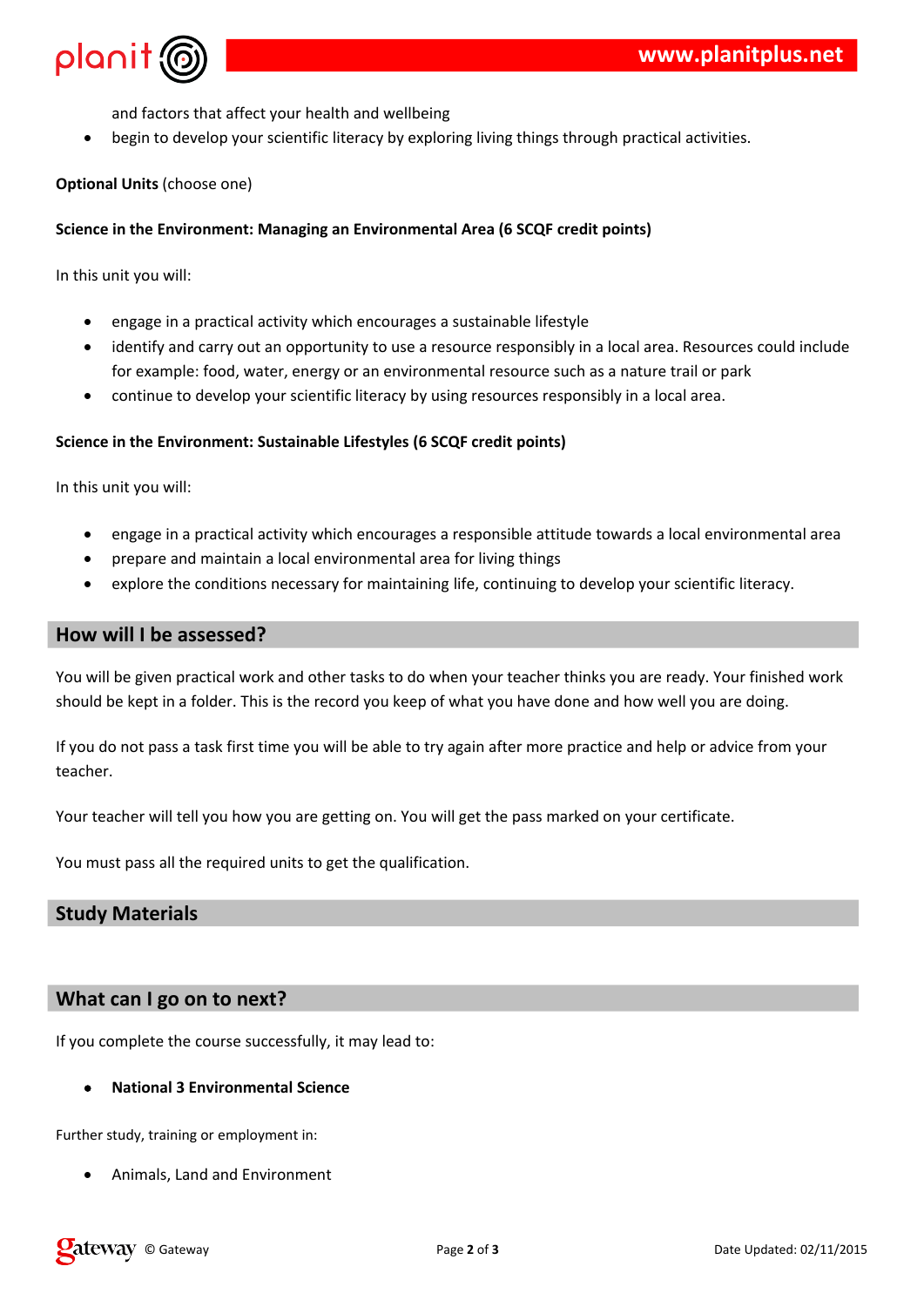and factors that affect your health and wellbeing

- begin to develop your scientific literacy by exploring living things through practical activities.

**Optional Units** (choose one)

**Science in the Environment: Managing an Environmental Area (6 SCQF credit points)**

In this unit you will:

- engage in a practical activity which encourages a sustainable lifestyle
- identify and carry out an opportunity to use a resource responsibly in a local area. Resources could include for example: food, water, energy or an environmental resource such as a nature trail or park
- continue to develop your scientific literacy by using resources responsibly in a local area.

**Science in the Environment: Sustainable Lifestyles (6 SCQF credit points)**

In this unit you will:

- engage in a practical activity which encourages a responsible attitude towards a local environmental area
- prepare and maintain a local environmental area for living things
- explore the conditions necessary for maintaining life, continuing to develop your scientific literacy.

## How will I be assessed?

You will be given practical work and other tasks to do when your teacher thinks you are ready. Your finished work should be kept in a folder. This is the record you keep of what you have done and how well you are doing.

If you do not pass a task first time you will be able to try again after more practice and help or advice from your teacher.

Your teacher will tell you how you are getting on. You will get the pass marked on your certificate.

You must pass all the required units to get the qualification.

## Study Materials

## What can I go on to next?

If you complete the course successfully, it may lead to:

- **National 3 Environmental Science**

Further study, training or employment in:

- Animals, Land and Environment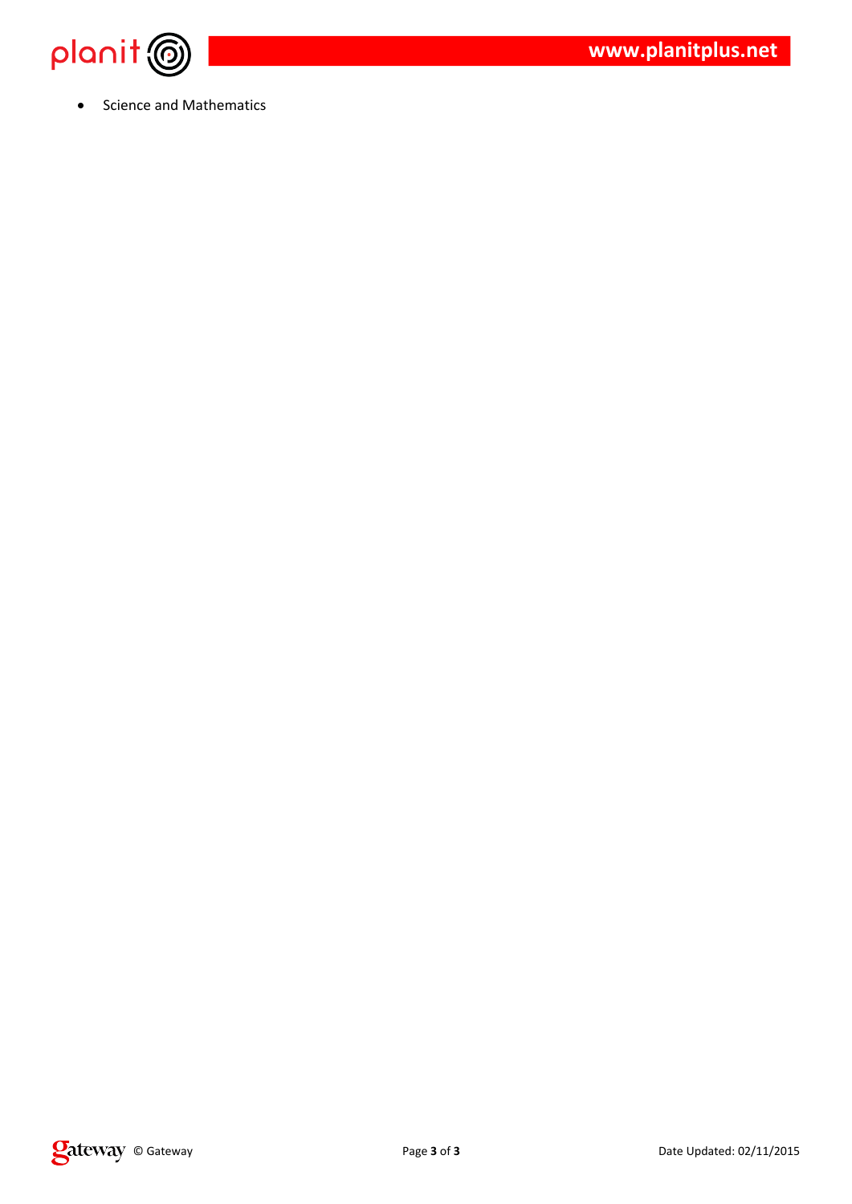- Science and Mathematics